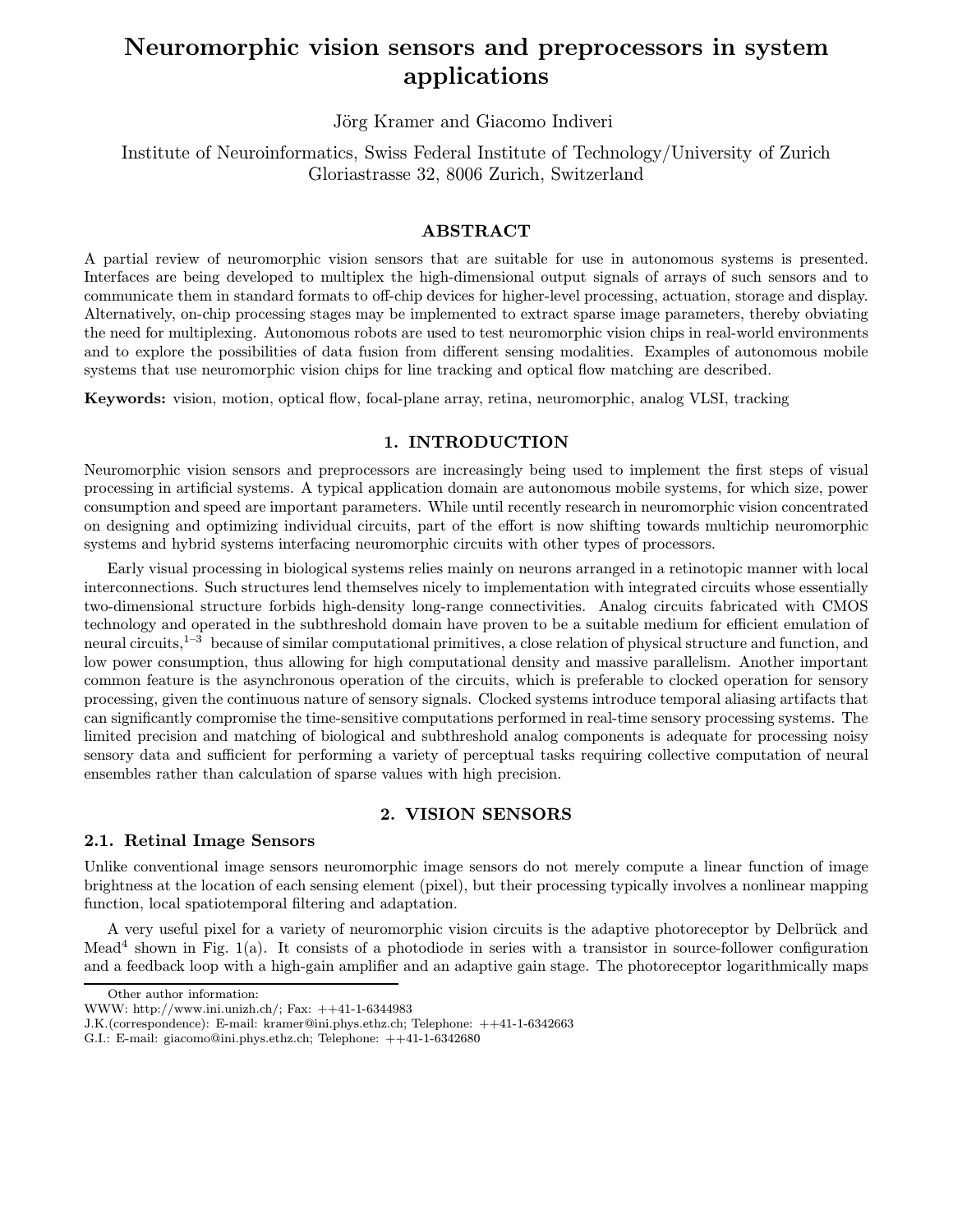# Neuromorphic vision sensors and preprocessors in system applications

Jörg Kramer and Giacomo Indiveri

Institute of Neuroinformatics, Swiss Federal Institute of Technology/University of Zurich
Gloriastrasse 32, 8006 Zurich, Switzerland

## ABSTRACT

A partial review of neuromorphic vision sensors that are suitable for use in autonomous systems is presented. Interfaces are being developed to multiplex the high-dimensional output signals of arrays of such sensors and to communicate them in standard formats to off-chip devices for higher-level processing, actuation, storage and display. Alternatively, on-chip processing stages may be implemented to extract sparse image parameters, thereby obviating the need for multiplexing. Autonomous robots are used to test neuromorphic vision chips in real-world environments and to explore the possibilities of data fusion from different sensing modalities. Examples of autonomous mobile systems that use neuromorphic vision chips for line tracking and optical flow matching are described.

**Keywords:** vision, motion, optical flow, focal-plane array, retina, neuromorphic, analog VLSI, tracking

## 1. INTRODUCTION

Neuromorphic vision sensors and preprocessors are increasingly being used to implement the first steps of visual processing in artificial systems. A typical application domain are autonomous mobile systems, for which size, power consumption and speed are important parameters. While until recently research in neuromorphic vision concentrated on designing and optimizing individual circuits, part of the effort is now shifting towards multichip neuromorphic systems and hybrid systems interfacing neuromorphic circuits with other types of processors.

Early visual processing in biological systems relies mainly on neurons arranged in a retinotopic manner with local interconnections. Such structures lend themselves nicely to implementation with integrated circuits whose essentially two-dimensional structure forbids high-density long-range connectivities. Analog circuits fabricated with CMOS technology and operated in the subthreshold domain have proven to be a suitable medium for efficient emulation of neural circuits,[1–3] because of similar computational primitives, a close relation of physical structure and function, and low power consumption, thus allowing for high computational density and massive parallelism. Another important common feature is the asynchronous operation of the circuits, which is preferable to clocked operation for sensory processing, given the continuous nature of sensory signals. Clocked systems introduce temporal aliasing artifacts that can significantly compromise the time-sensitive computations performed in real-time sensory processing systems. The limited precision and matching of biological and subthreshold analog components is adequate for processing noisy sensory data and sufficient for performing a variety of perceptual tasks requiring collective computation of neural ensembles rather than calculation of sparse values with high precision.

## 2. VISION SENSORS

### 2.1. Retinal Image Sensors

Unlike conventional image sensors neuromorphic image sensors do not merely compute a linear function of image brightness at the location of each sensing element (pixel), but their processing typically involves a nonlinear mapping function, local spatiotemporal filtering and adaptation.

A very useful pixel for a variety of neuromorphic vision circuits is the adaptive photoreceptor by Delbrück and Mead[4] shown in Fig. 1(a). It consists of a photodiode in series with a transistor in source-follower configuration and a feedback loop with a high-gain amplifier and an adaptive gain stage. The photoreceptor logarithmically maps

---

Other author information:
WWW: http://www.ini.unizh.ch/; Fax: ++41-1-6344983
J.K.(correspondence): E-mail: kramer@ini.phys.ethz.ch; Telephone: ++41-1-6342663
G.I.: E-mail: giacomo@ini.phys.ethz.ch; Telephone: ++41-1-6342680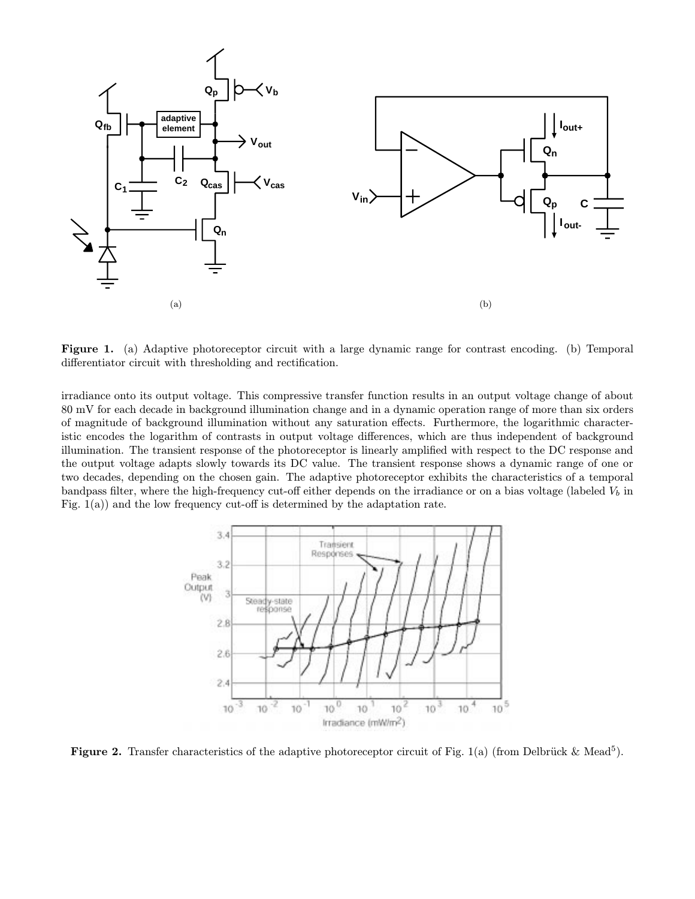**Figure 1.** (a) Adaptive photoreceptor circuit with a large dynamic range for contrast encoding. (b) Temporal differentiator circuit with thresholding and rectification.

irradiance onto its output voltage. This compressive transfer function results in an output voltage change of about 80 mV for each decade in background illumination change and in a dynamic operation range of more than six orders of magnitude of background illumination without any saturation effects. Furthermore, the logarithmic characteristic encodes the logarithm of contrasts in output voltage differences, which are thus independent of background illumination. The transient response of the photoreceptor is linearly amplified with respect to the DC response and the output voltage adapts slowly towards its DC value. The transient response shows a dynamic range of one or two decades, depending on the chosen gain. The adaptive photoreceptor exhibits the characteristics of a temporal bandpass filter, where the high-frequency cut-off either depends on the irradiance or on a bias voltage (labeled $V_b$ in Fig. 1(a)) and the low frequency cut-off is determined by the adaptation rate.

**Figure 2.** Transfer characteristics of the adaptive photoreceptor circuit of Fig. 1(a) (from Delbrück & Mead[5]).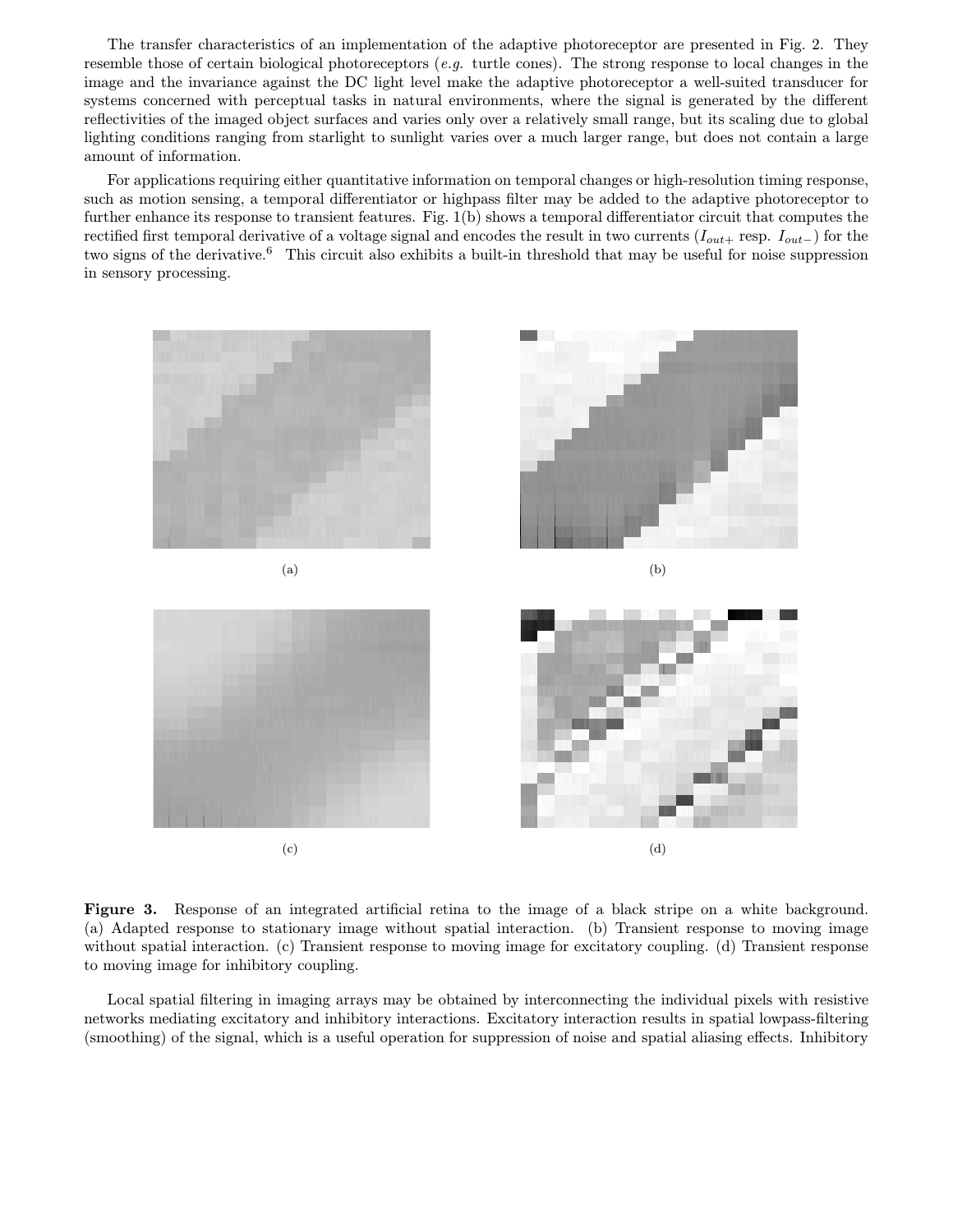The transfer characteristics of an implementation of the adaptive photoreceptor are presented in Fig. 2. They resemble those of certain biological photoreceptors (*e.g.* turtle cones). The strong response to local changes in the image and the invariance against the DC light level make the adaptive photoreceptor a well-suited transducer for systems concerned with perceptual tasks in natural environments, where the signal is generated by the different reflectivities of the imaged object surfaces and varies only over a relatively small range, but its scaling due to global lighting conditions ranging from starlight to sunlight varies over a much larger range, but does not contain a large amount of information.

For applications requiring either quantitative information on temporal changes or high-resolution timing response, such as motion sensing, a temporal differentiator or highpass filter may be added to the adaptive photoreceptor to further enhance its response to transient features. Fig. 1(b) shows a temporal differentiator circuit that computes the rectified first temporal derivative of a voltage signal and encodes the result in two currents ($I_{out+}$ resp. $I_{out-}$) for the two signs of the derivative.[6] This circuit also exhibits a built-in threshold that may be useful for noise suppression in sensory processing.

(a)

(b)

(c)

(d)

**Figure 3.** Response of an integrated artificial retina to the image of a black stripe on a white background. (a) Adapted response to stationary image without spatial interaction. (b) Transient response to moving image without spatial interaction. (c) Transient response to moving image for excitatory coupling. (d) Transient response to moving image for inhibitory coupling.

Local spatial filtering in imaging arrays may be obtained by interconnecting the individual pixels with resistive networks mediating excitatory and inhibitory interactions. Excitatory interaction results in spatial lowpass-filtering (smoothing) of the signal, which is a useful operation for suppression of noise and spatial aliasing effects. Inhibitory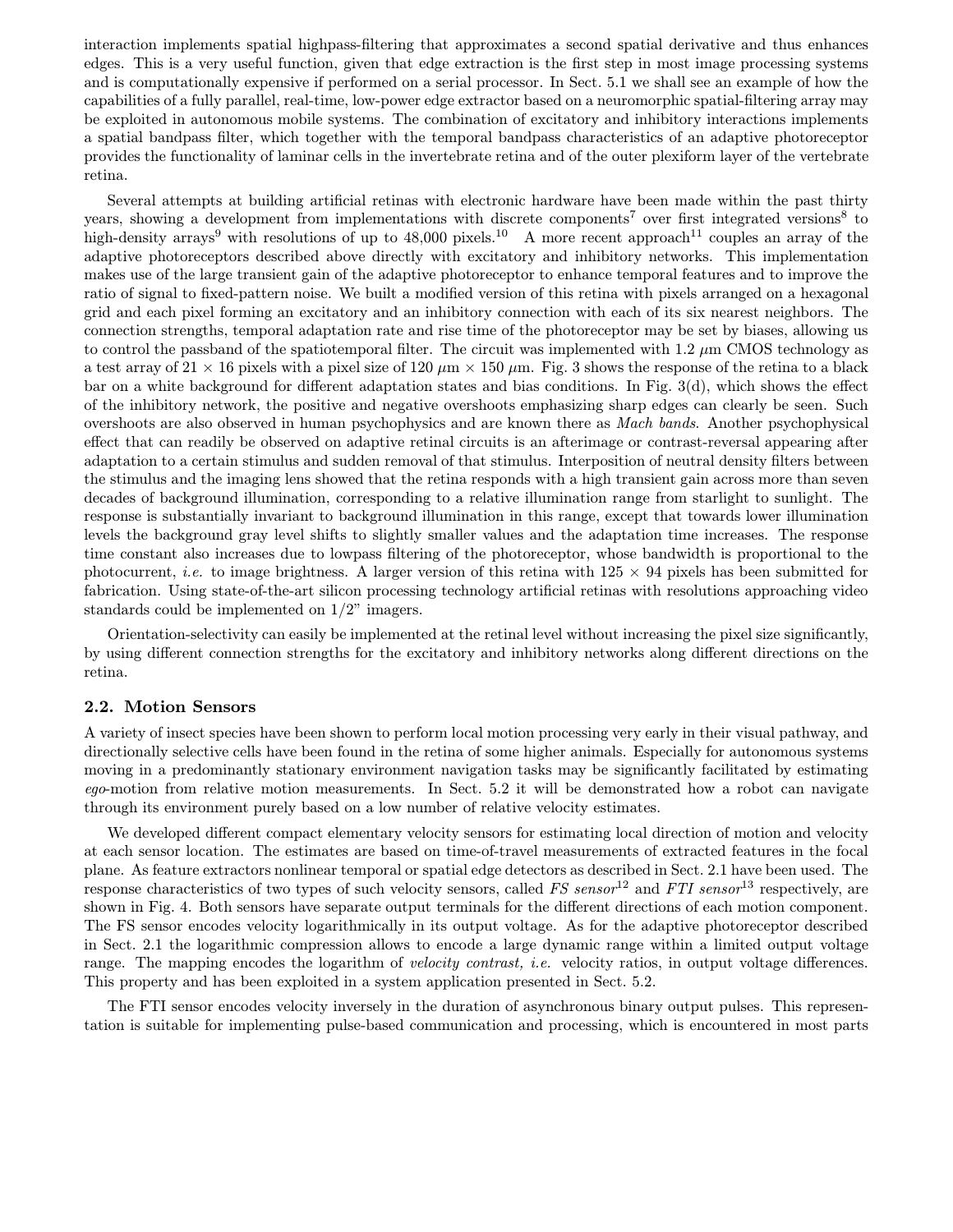interaction implements spatial highpass-filtering that approximates a second spatial derivative and thus enhances edges. This is a very useful function, given that edge extraction is the first step in most image processing systems and is computationally expensive if performed on a serial processor. In Sect. 5.1 we shall see an example of how the capabilities of a fully parallel, real-time, low-power edge extractor based on a neuromorphic spatial-filtering array may be exploited in autonomous mobile systems. The combination of excitatory and inhibitory interactions implements a spatial bandpass filter, which together with the temporal bandpass characteristics of an adaptive photoreceptor provides the functionality of laminar cells in the invertebrate retina and of the outer plexiform layer of the vertebrate retina.

Several attempts at building artificial retinas with electronic hardware have been made within the past thirty years, showing a development from implementations with discrete components[7] over first integrated versions[8] to high-density arrays[9] with resolutions of up to 48,000 pixels.[10] A more recent approach[11] couples an array of the adaptive photoreceptors described above directly with excitatory and inhibitory networks. This implementation makes use of the large transient gain of the adaptive photoreceptor to enhance temporal features and to improve the ratio of signal to fixed-pattern noise. We built a modified version of this retina with pixels arranged on a hexagonal grid and each pixel forming an excitatory and an inhibitory connection with each of its six nearest neighbors. The connection strengths, temporal adaptation rate and rise time of the photoreceptor may be set by biases, allowing us to control the passband of the spatiotemporal filter. The circuit was implemented with 1.2 $\mu$m CMOS technology as a test array of $21 \times 16$ pixels with a pixel size of 120 $\mu$m $\times$ 150 $\mu$m. Fig. 3 shows the response of the retina to a black bar on a white background for different adaptation states and bias conditions. In Fig. 3(d), which shows the effect of the inhibitory network, the positive and negative overshoots emphasizing sharp edges can clearly be seen. Such overshoots are also observed in human psychophysics and are known there as *Mach bands*. Another psychophysical effect that can readily be observed on adaptive retinal circuits is an afterimage or contrast-reversal appearing after adaptation to a certain stimulus and sudden removal of that stimulus. Interposition of neutral density filters between the stimulus and the imaging lens showed that the retina responds with a high transient gain across more than seven decades of background illumination, corresponding to a relative illumination range from starlight to sunlight. The response is substantially invariant to background illumination in this range, except that towards lower illumination levels the background gray level shifts to slightly smaller values and the adaptation time increases. The response time constant also increases due to lowpass filtering of the photoreceptor, whose bandwidth is proportional to the photocurrent, *i.e.* to image brightness. A larger version of this retina with $125 \times 94$ pixels has been submitted for fabrication. Using state-of-the-art silicon processing technology artificial retinas with resolutions approaching video standards could be implemented on 1/2" imagers.

Orientation-selectivity can easily be implemented at the retinal level without increasing the pixel size significantly, by using different connection strengths for the excitatory and inhibitory networks along different directions on the retina.

## 2.2. Motion Sensors

A variety of insect species have been shown to perform local motion processing very early in their visual pathway, and directionally selective cells have been found in the retina of some higher animals. Especially for autonomous systems moving in a predominantly stationary environment navigation tasks may be significantly facilitated by estimating *ego*-motion from relative motion measurements. In Sect. 5.2 it will be demonstrated how a robot can navigate through its environment purely based on a low number of relative velocity estimates.

We developed different compact elementary velocity sensors for estimating local direction of motion and velocity at each sensor location. The estimates are based on time-of-travel measurements of extracted features in the focal plane. As feature extractors nonlinear temporal or spatial edge detectors as described in Sect. 2.1 have been used. The response characteristics of two types of such velocity sensors, called *FS sensor*[12] and *FTI sensor*[13] respectively, are shown in Fig. 4. Both sensors have separate output terminals for the different directions of each motion component. The FS sensor encodes velocity logarithmically in its output voltage. As for the adaptive photoreceptor described in Sect. 2.1 the logarithmic compression allows to encode a large dynamic range within a limited output voltage range. The mapping encodes the logarithm of *velocity contrast, i.e.* velocity ratios, in output voltage differences. This property and has been exploited in a system application presented in Sect. 5.2.

The FTI sensor encodes velocity inversely in the duration of asynchronous binary output pulses. This representation is suitable for implementing pulse-based communication and processing, which is encountered in most parts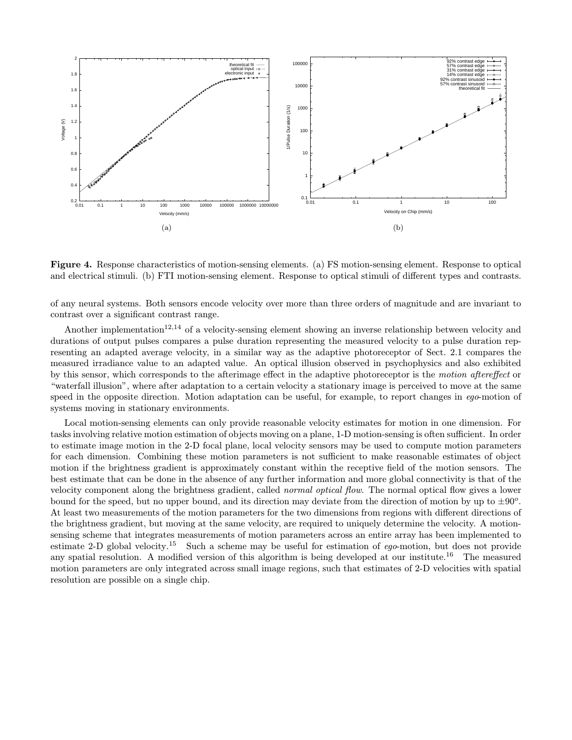(a)

(b)

**Figure 4.** Response characteristics of motion-sensing elements. (a) FS motion-sensing element. Response to optical and electrical stimuli. (b) FTI motion-sensing element. Response to optical stimuli of different types and contrasts.

of any neural systems. Both sensors encode velocity over more than three orders of magnitude and are invariant to contrast over a significant contrast range.

Another implementation[12,14] of a velocity-sensing element showing an inverse relationship between velocity and durations of output pulses compares a pulse duration representing the measured velocity to a pulse duration representing an adapted average velocity, in a similar way as the adaptive photoreceptor of Sect. 2.1 compares the measured irradiance value to an adapted value. An optical illusion observed in psychophysics and also exhibited by this sensor, which corresponds to the afterimage effect in the adaptive photoreceptor is the *motion aftereffect* or "waterfall illusion", where after adaptation to a certain velocity a stationary image is perceived to move at the same speed in the opposite direction. Motion adaptation can be useful, for example, to report changes in *ego*-motion of systems moving in stationary environments.

Local motion-sensing elements can only provide reasonable velocity estimates for motion in one dimension. For tasks involving relative motion estimation of objects moving on a plane, 1-D motion-sensing is often sufficient. In order to estimate image motion in the 2-D focal plane, local velocity sensors may be used to compute motion parameters for each dimension. Combining these motion parameters is not sufficient to make reasonable estimates of object motion if the brightness gradient is approximately constant within the receptive field of the motion sensors. The best estimate that can be done in the absence of any further information and more global connectivity is that of the velocity component along the brightness gradient, called *normal optical flow*. The normal optical flow gives a lower bound for the speed, but no upper bound, and its direction may deviate from the direction of motion by up to $\pm 90^o$. At least two measurements of the motion parameters for the two dimensions from regions with different directions of the brightness gradient, but moving at the same velocity, are required to uniquely determine the velocity. A motion-sensing scheme that integrates measurements of motion parameters across an entire array has been implemented to estimate 2-D global velocity.[15] Such a scheme may be useful for estimation of *ego*-motion, but does not provide any spatial resolution. A modified version of this algorithm is being developed at our institute.[16] The measured motion parameters are only integrated across small image regions, such that estimates of 2-D velocities with spatial resolution are possible on a single chip.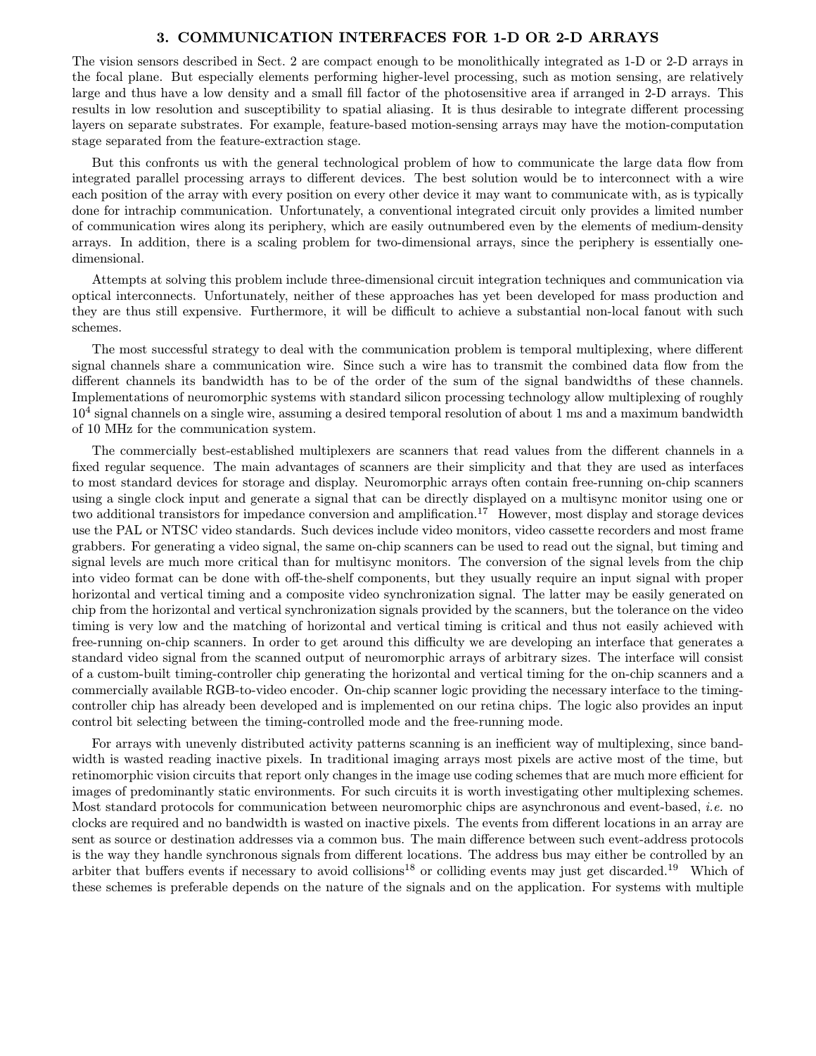## 3. COMMUNICATION INTERFACES FOR 1-D OR 2-D ARRAYS

The vision sensors described in Sect. 2 are compact enough to be monolithically integrated as 1-D or 2-D arrays in the focal plane. But especially elements performing higher-level processing, such as motion sensing, are relatively large and thus have a low density and a small fill factor of the photosensitive area if arranged in 2-D arrays. This results in low resolution and susceptibility to spatial aliasing. It is thus desirable to integrate different processing layers on separate substrates. For example, feature-based motion-sensing arrays may have the motion-computation stage separated from the feature-extraction stage.

But this confronts us with the general technological problem of how to communicate the large data flow from integrated parallel processing arrays to different devices. The best solution would be to interconnect with a wire each position of the array with every position on every other device it may want to communicate with, as is typically done for intrachip communication. Unfortunately, a conventional integrated circuit only provides a limited number of communication wires along its periphery, which are easily outnumbered even by the elements of medium-density arrays. In addition, there is a scaling problem for two-dimensional arrays, since the periphery is essentially one-dimensional.

Attempts at solving this problem include three-dimensional circuit integration techniques and communication via optical interconnects. Unfortunately, neither of these approaches has yet been developed for mass production and they are thus still expensive. Furthermore, it will be difficult to achieve a substantial non-local fanout with such schemes.

The most successful strategy to deal with the communication problem is temporal multiplexing, where different signal channels share a communication wire. Since such a wire has to transmit the combined data flow from the different channels its bandwidth has to be of the order of the sum of the signal bandwidths of these channels. Implementations of neuromorphic systems with standard silicon processing technology allow multiplexing of roughly $10^4$ signal channels on a single wire, assuming a desired temporal resolution of about 1 ms and a maximum bandwidth of 10 MHz for the communication system.

The commercially best-established multiplexers are scanners that read values from the different channels in a fixed regular sequence. The main advantages of scanners are their simplicity and that they are used as interfaces to most standard devices for storage and display. Neuromorphic arrays often contain free-running on-chip scanners using a single clock input and generate a signal that can be directly displayed on a multisync monitor using one or two additional transistors for impedance conversion and amplification.[17] However, most display and storage devices use the PAL or NTSC video standards. Such devices include video monitors, video cassette recorders and most frame grabbers. For generating a video signal, the same on-chip scanners can be used to read out the signal, but timing and signal levels are much more critical than for multisync monitors. The conversion of the signal levels from the chip into video format can be done with off-the-shelf components, but they usually require an input signal with proper horizontal and vertical timing and a composite video synchronization signal. The latter may be easily generated on chip from the horizontal and vertical synchronization signals provided by the scanners, but the tolerance on the video timing is very low and the matching of horizontal and vertical timing is critical and thus not easily achieved with free-running on-chip scanners. In order to get around this difficulty we are developing an interface that generates a standard video signal from the scanned output of neuromorphic arrays of arbitrary sizes. The interface will consist of a custom-built timing-controller chip generating the horizontal and vertical timing for the on-chip scanners and a commercially available RGB-to-video encoder. On-chip scanner logic providing the necessary interface to the timing-controller chip has already been developed and is implemented on our retina chips. The logic also provides an input control bit selecting between the timing-controlled mode and the free-running mode.

For arrays with unevenly distributed activity patterns scanning is an inefficient way of multiplexing, since bandwidth is wasted reading inactive pixels. In traditional imaging arrays most pixels are active most of the time, but retinomorphic vision circuits that report only changes in the image use coding schemes that are much more efficient for images of predominantly static environments. For such circuits it is worth investigating other multiplexing schemes. Most standard protocols for communication between neuromorphic chips are asynchronous and event-based, *i.e.* no clocks are required and no bandwidth is wasted on inactive pixels. The events from different locations in an array are sent as source or destination addresses via a common bus. The main difference between such event-address protocols is the way they handle synchronous signals from different locations. The address bus may either be controlled by an arbiter that buffers events if necessary to avoid collisions[18] or colliding events may just get discarded.[19] Which of these schemes is preferable depends on the nature of the signals and on the application. For systems with multiple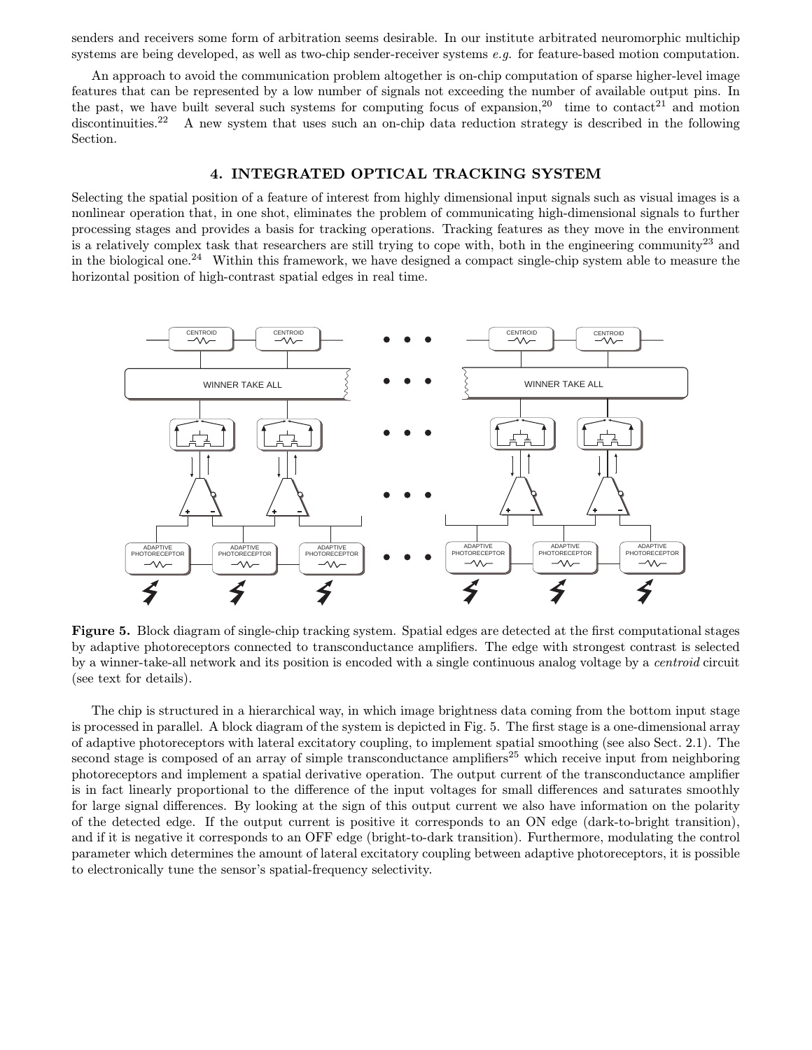senders and receivers some form of arbitration seems desirable. In our institute arbitrated neuromorphic multichip systems are being developed, as well as two-chip sender-receiver systems *e.g.* for feature-based motion computation.

An approach to avoid the communication problem altogether is on-chip computation of sparse higher-level image features that can be represented by a low number of signals not exceeding the number of available output pins. In the past, we have built several such systems for computing focus of expansion,[20] time to contact[21] and motion discontinuities.[22] A new system that uses such an on-chip data reduction strategy is described in the following Section.

## 4. INTEGRATED OPTICAL TRACKING SYSTEM

Selecting the spatial position of a feature of interest from highly dimensional input signals such as visual images is a nonlinear operation that, in one shot, eliminates the problem of communicating high-dimensional signals to further processing stages and provides a basis for tracking operations. Tracking features as they move in the environment is a relatively complex task that researchers are still trying to cope with, both in the engineering community[23] and in the biological one.[24] Within this framework, we have designed a compact single-chip system able to measure the horizontal position of high-contrast spatial edges in real time.

CENTROID
CENTROID
CENTROID
CENTROID
WINNER TAKE ALL
WINNER TAKE ALL
ADAPTIVE PHOTORECEPTOR
ADAPTIVE PHOTORECEPTOR
ADAPTIVE PHOTORECEPTOR
ADAPTIVE PHOTORECEPTOR
ADAPTIVE PHOTORECEPTOR
ADAPTIVE PHOTORECEPTOR

**Figure 5.** Block diagram of single-chip tracking system. Spatial edges are detected at the first computational stages by adaptive photoreceptors connected to transconductance amplifiers. The edge with strongest contrast is selected by a winner-take-all network and its position is encoded with a single continuous analog voltage by a *centroid* circuit (see text for details).

The chip is structured in a hierarchical way, in which image brightness data coming from the bottom input stage is processed in parallel. A block diagram of the system is depicted in Fig. 5. The first stage is a one-dimensional array of adaptive photoreceptors with lateral excitatory coupling, to implement spatial smoothing (see also Sect. 2.1). The second stage is composed of an array of simple transconductance amplifiers[25] which receive input from neighboring photoreceptors and implement a spatial derivative operation. The output current of the transconductance amplifier is in fact linearly proportional to the difference of the input voltages for small differences and saturates smoothly for large signal differences. By looking at the sign of this output current we also have information on the polarity of the detected edge. If the output current is positive it corresponds to an ON edge (dark-to-bright transition), and if it is negative it corresponds to an OFF edge (bright-to-dark transition). Furthermore, modulating the control parameter which determines the amount of lateral excitatory coupling between adaptive photoreceptors, it is possible to electronically tune the sensor's spatial-frequency selectivity.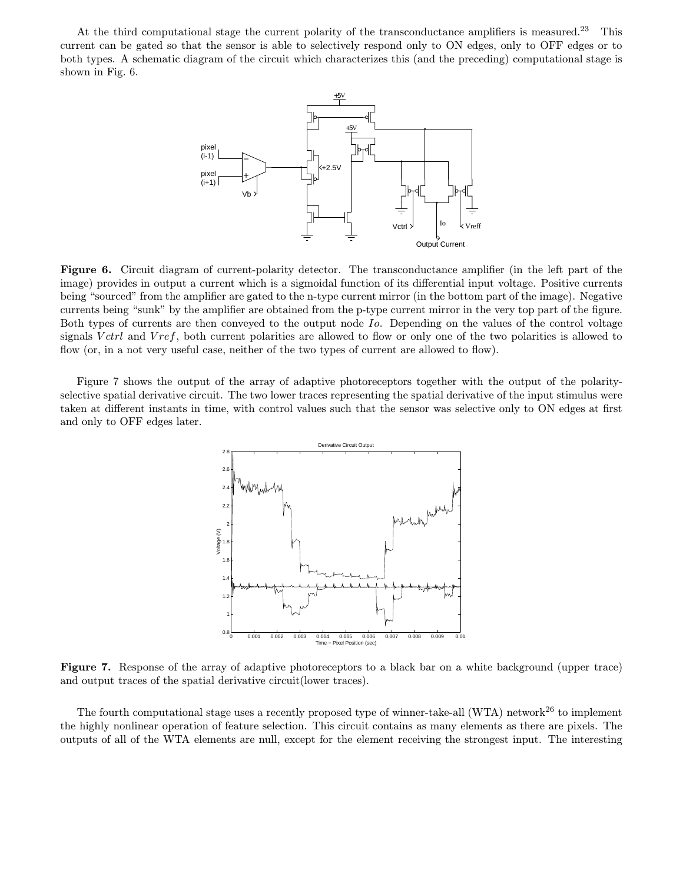At the third computational stage the current polarity of the transconductance amplifiers is measured.[23] This current can be gated so that the sensor is able to selectively respond only to ON edges, only to OFF edges or to both types. A schematic diagram of the circuit which characterizes this (and the preceding) computational stage is shown in Fig. 6.

**Figure 6.** Circuit diagram of current-polarity detector. The transconductance amplifier (in the left part of the image) provides in output a current which is a sigmoidal function of its differential input voltage. Positive currents being "sourced" from the amplifier are gated to the n-type current mirror (in the bottom part of the image). Negative currents being "sunk" by the amplifier are obtained from the p-type current mirror in the very top part of the figure. Both types of currents are then conveyed to the output node *Io*. Depending on the values of the control voltage signals *Vctrl* and *Vref*, both current polarities are allowed to flow or only one of the two polarities is allowed to flow (or, in a not very useful case, neither of the two types of current are allowed to flow).

Figure 7 shows the output of the array of adaptive photoreceptors together with the output of the polarity-selective spatial derivative circuit. The two lower traces representing the spatial derivative of the input stimulus were taken at different instants in time, with control values such that the sensor was selective only to ON edges at first and only to OFF edges later.

**Figure 7.** Response of the array of adaptive photoreceptors to a black bar on a white background (upper trace) and output traces of the spatial derivative circuit(lower traces).

The fourth computational stage uses a recently proposed type of winner-take-all (WTA) network[26] to implement the highly nonlinear operation of feature selection. This circuit contains as many elements as there are pixels. The outputs of all of the WTA elements are null, except for the element receiving the strongest input. The interesting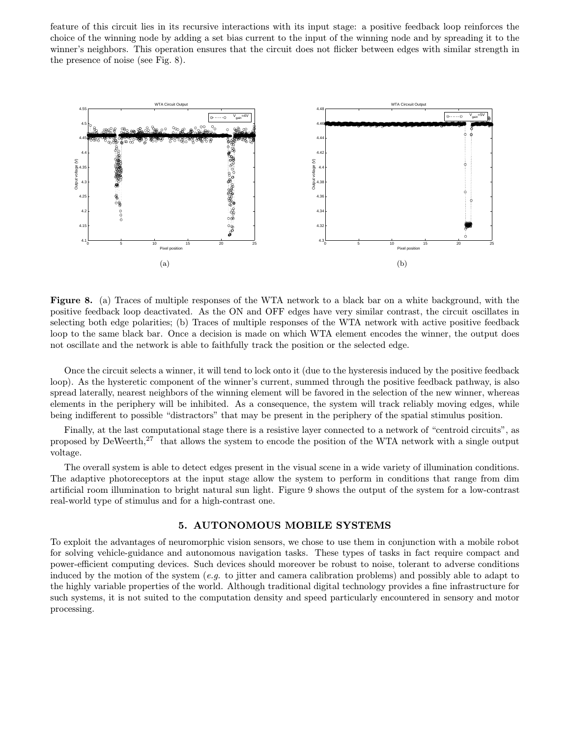feature of this circuit lies in its recursive interactions with its input stage: a positive feedback loop reinforces the choice of the winning node by adding a set bias current to the input of the winning node and by spreading it to the winner's neighbors. This operation ensures that the circuit does not flicker between edges with similar strength in the presence of noise (see Fig. 8).

WTA Circuit Output

$V_{gain}$=4V

Output voltage (V)

Pixel position

4.55
4.5
4.45
4.4
4.35
4.3
4.25
4.2
4.15
4.1

0
5
10
15
20
25

(a)

WTA Circxuit Output

$V_{gain}$=5V

Output voltage (V)

Pixel position

4.48
4.46
4.44
4.42
4.4
4.38
4.36
4.34
4.32
4.3

0
5
10
15
20
25

(b)

**Figure 8.** (a) Traces of multiple responses of the WTA network to a black bar on a white background, with the positive feedback loop deactivated. As the ON and OFF edges have very similar contrast, the circuit oscillates in selecting both edge polarities; (b) Traces of multiple responses of the WTA network with active positive feedback loop to the same black bar. Once a decision is made on which WTA element encodes the winner, the output does not oscillate and the network is able to faithfully track the position or the selected edge.

Once the circuit selects a winner, it will tend to lock onto it (due to the hysteresis induced by the positive feedback loop). As the hysteretic component of the winner's current, summed through the positive feedback pathway, is also spread laterally, nearest neighbors of the winning element will be favored in the selection of the new winner, whereas elements in the periphery will be inhibited. As a consequence, the system will track reliably moving edges, while being indifferent to possible "distractors" that may be present in the periphery of the spatial stimulus position.

Finally, at the last computational stage there is a resistive layer connected to a network of "centroid circuits", as proposed by DeWeerth,[27] that allows the system to encode the position of the WTA network with a single output voltage.

The overall system is able to detect edges present in the visual scene in a wide variety of illumination conditions. The adaptive photoreceptors at the input stage allow the system to perform in conditions that range from dim artificial room illumination to bright natural sun light. Figure 9 shows the output of the system for a low-contrast real-world type of stimulus and for a high-contrast one.

## 5. AUTONOMOUS MOBILE SYSTEMS

To exploit the advantages of neuromorphic vision sensors, we chose to use them in conjunction with a mobile robot for solving vehicle-guidance and autonomous navigation tasks. These types of tasks in fact require compact and power-efficient computing devices. Such devices should moreover be robust to noise, tolerant to adverse conditions induced by the motion of the system (*e.g.* to jitter and camera calibration problems) and possibly able to adapt to the highly variable properties of the world. Although traditional digital technology provides a fine infrastructure for such systems, it is not suited to the computation density and speed particularly encountered in sensory and motor processing.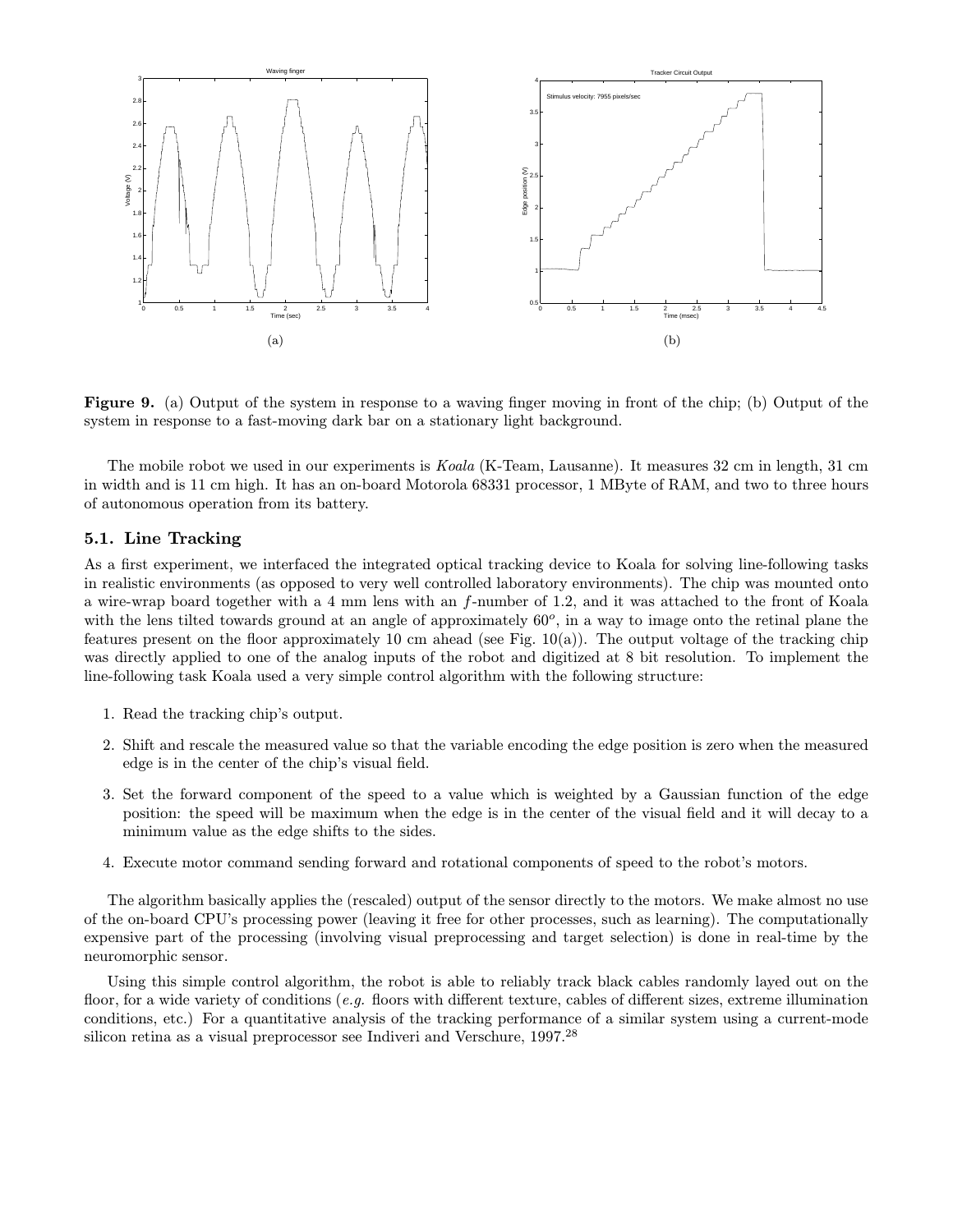**Figure 9.** (a) Output of the system in response to a waving finger moving in front of the chip; (b) Output of the system in response to a fast-moving dark bar on a stationary light background.

The mobile robot we used in our experiments is *Koala* (K-Team, Lausanne). It measures 32 cm in length, 31 cm in width and is 11 cm high. It has an on-board Motorola 68331 processor, 1 MByte of RAM, and two to three hours of autonomous operation from its battery.

### 5.1. Line Tracking

As a first experiment, we interfaced the integrated optical tracking device to Koala for solving line-following tasks in realistic environments (as opposed to very well controlled laboratory environments). The chip was mounted onto a wire-wrap board together with a 4 mm lens with an $f$-number of 1.2, and it was attached to the front of Koala with the lens tilted towards ground at an angle of approximately $60^o$, in a way to image onto the retinal plane the features present on the floor approximately 10 cm ahead (see Fig. 10(a)). The output voltage of the tracking chip was directly applied to one of the analog inputs of the robot and digitized at 8 bit resolution. To implement the line-following task Koala used a very simple control algorithm with the following structure:

1. Read the tracking chip's output.
2. Shift and rescale the measured value so that the variable encoding the edge position is zero when the measured edge is in the center of the chip's visual field.
3. Set the forward component of the speed to a value which is weighted by a Gaussian function of the edge position: the speed will be maximum when the edge is in the center of the visual field and it will decay to a minimum value as the edge shifts to the sides.
4. Execute motor command sending forward and rotational components of speed to the robot's motors.

The algorithm basically applies the (rescaled) output of the sensor directly to the motors. We make almost no use of the on-board CPU's processing power (leaving it free for other processes, such as learning). The computationally expensive part of the processing (involving visual preprocessing and target selection) is done in real-time by the neuromorphic sensor.

Using this simple control algorithm, the robot is able to reliably track black cables randomly layed out on the floor, for a wide variety of conditions (*e.g.* floors with different texture, cables of different sizes, extreme illumination conditions, etc.) For a quantitative analysis of the tracking performance of a similar system using a current-mode silicon retina as a visual preprocessor see Indiveri and Verschure, 1997.[28]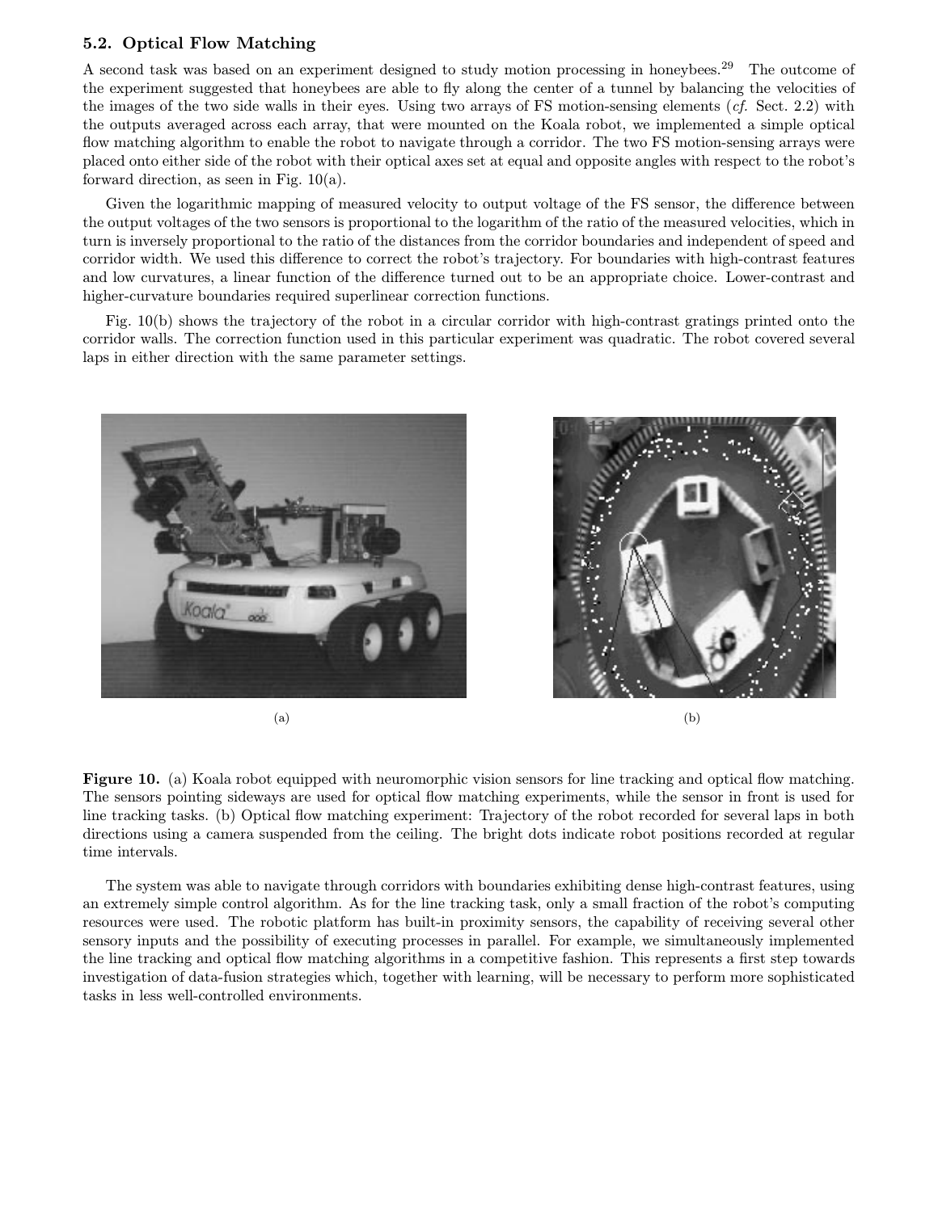### 5.2. Optical Flow Matching

A second task was based on an experiment designed to study motion processing in honeybees.[29] The outcome of the experiment suggested that honeybees are able to fly along the center of a tunnel by balancing the velocities of the images of the two side walls in their eyes. Using two arrays of FS motion-sensing elements (*cf.* Sect. 2.2) with the outputs averaged across each array, that were mounted on the Koala robot, we implemented a simple optical flow matching algorithm to enable the robot to navigate through a corridor. The two FS motion-sensing arrays were placed onto either side of the robot with their optical axes set at equal and opposite angles with respect to the robot's forward direction, as seen in Fig. 10(a).

Given the logarithmic mapping of measured velocity to output voltage of the FS sensor, the difference between the output voltages of the two sensors is proportional to the logarithm of the ratio of the measured velocities, which in turn is inversely proportional to the ratio of the distances from the corridor boundaries and independent of speed and corridor width. We used this difference to correct the robot's trajectory. For boundaries with high-contrast features and low curvatures, a linear function of the difference turned out to be an appropriate choice. Lower-contrast and higher-curvature boundaries required superlinear correction functions.

Fig. 10(b) shows the trajectory of the robot in a circular corridor with high-contrast gratings printed onto the corridor walls. The correction function used in this particular experiment was quadratic. The robot covered several laps in either direction with the same parameter settings.

(a)

(b)

**Figure 10.** (a) Koala robot equipped with neuromorphic vision sensors for line tracking and optical flow matching. The sensors pointing sideways are used for optical flow matching experiments, while the sensor in front is used for line tracking tasks. (b) Optical flow matching experiment: Trajectory of the robot recorded for several laps in both directions using a camera suspended from the ceiling. The bright dots indicate robot positions recorded at regular time intervals.

The system was able to navigate through corridors with boundaries exhibiting dense high-contrast features, using an extremely simple control algorithm. As for the line tracking task, only a small fraction of the robot's computing resources were used. The robotic platform has built-in proximity sensors, the capability of receiving several other sensory inputs and the possibility of executing processes in parallel. For example, we simultaneously implemented the line tracking and optical flow matching algorithms in a competitive fashion. This represents a first step towards investigation of data-fusion strategies which, together with learning, will be necessary to perform more sophisticated tasks in less well-controlled environments.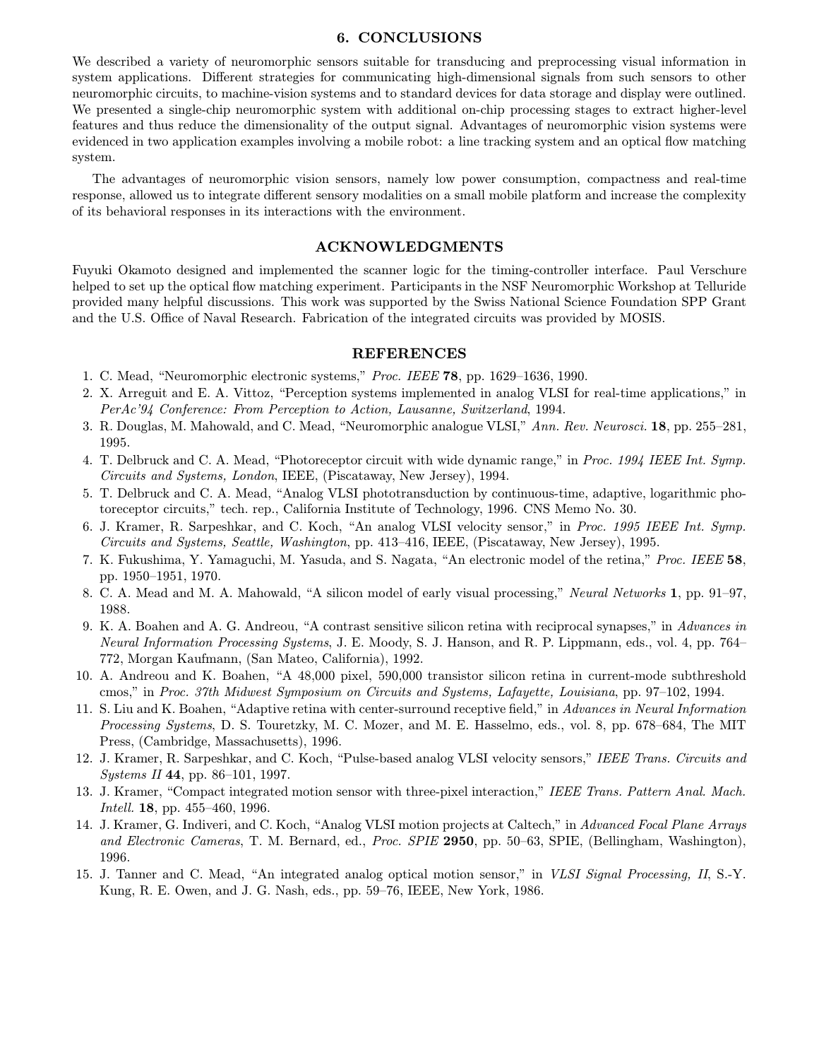## 6. CONCLUSIONS

We described a variety of neuromorphic sensors suitable for transducing and preprocessing visual information in system applications. Different strategies for communicating high-dimensional signals from such sensors to other neuromorphic circuits, to machine-vision systems and to standard devices for data storage and display were outlined. We presented a single-chip neuromorphic system with additional on-chip processing stages to extract higher-level features and thus reduce the dimensionality of the output signal. Advantages of neuromorphic vision systems were evidenced in two application examples involving a mobile robot: a line tracking system and an optical flow matching system.

The advantages of neuromorphic vision sensors, namely low power consumption, compactness and real-time response, allowed us to integrate different sensory modalities on a small mobile platform and increase the complexity of its behavioral responses in its interactions with the environment.

## ACKNOWLEDGMENTS

Fuyuki Okamoto designed and implemented the scanner logic for the timing-controller interface. Paul Verschure helped to set up the optical flow matching experiment. Participants in the NSF Neuromorphic Workshop at Telluride provided many helpful discussions. This work was supported by the Swiss National Science Foundation SPP Grant and the U.S. Office of Naval Research. Fabrication of the integrated circuits was provided by MOSIS.

## REFERENCES

1. C. Mead, "Neuromorphic electronic systems," *Proc. IEEE* **78**, pp. 1629–1636, 1990.
2. X. Arreguit and E. A. Vittoz, "Perception systems implemented in analog VLSI for real-time applications," in *PerAc'94 Conference: From Perception to Action, Lausanne, Switzerland*, 1994.
3. R. Douglas, M. Mahowald, and C. Mead, "Neuromorphic analogue VLSI," *Ann. Rev. Neurosci.* **18**, pp. 255–281, 1995.
4. T. Delbruck and C. A. Mead, "Photoreceptor circuit with wide dynamic range," in *Proc. 1994 IEEE Int. Symp. Circuits and Systems, London*, IEEE, (Piscataway, New Jersey), 1994.
5. T. Delbruck and C. A. Mead, "Analog VLSI phototransduction by continuous-time, adaptive, logarithmic photoreceptor circuits," tech. rep., California Institute of Technology, 1996. CNS Memo No. 30.
6. J. Kramer, R. Sarpeshkar, and C. Koch, "An analog VLSI velocity sensor," in *Proc. 1995 IEEE Int. Symp. Circuits and Systems, Seattle, Washington*, pp. 413–416, IEEE, (Piscataway, New Jersey), 1995.
7. K. Fukushima, Y. Yamaguchi, M. Yasuda, and S. Nagata, "An electronic model of the retina," *Proc. IEEE* **58**, pp. 1950–1951, 1970.
8. C. A. Mead and M. A. Mahowald, "A silicon model of early visual processing," *Neural Networks* **1**, pp. 91–97, 1988.
9. K. A. Boahen and A. G. Andreou, "A contrast sensitive silicon retina with reciprocal synapses," in *Advances in Neural Information Processing Systems*, J. E. Moody, S. J. Hanson, and R. P. Lippmann, eds., vol. 4, pp. 764–772, Morgan Kaufmann, (San Mateo, California), 1992.
10. A. Andreou and K. Boahen, "A 48,000 pixel, 590,000 transistor silicon retina in current-mode subthreshold cmos," in *Proc. 37th Midwest Symposium on Circuits and Systems, Lafayette, Louisiana*, pp. 97–102, 1994.
11. S. Liu and K. Boahen, "Adaptive retina with center-surround receptive field," in *Advances in Neural Information Processing Systems*, D. S. Touretzky, M. C. Mozer, and M. E. Hasselmo, eds., vol. 8, pp. 678–684, The MIT Press, (Cambridge, Massachusetts), 1996.
12. J. Kramer, R. Sarpeshkar, and C. Koch, "Pulse-based analog VLSI velocity sensors," *IEEE Trans. Circuits and Systems II* **44**, pp. 86–101, 1997.
13. J. Kramer, "Compact integrated motion sensor with three-pixel interaction," *IEEE Trans. Pattern Anal. Mach. Intell.* **18**, pp. 455–460, 1996.
14. J. Kramer, G. Indiveri, and C. Koch, "Analog VLSI motion projects at Caltech," in *Advanced Focal Plane Arrays and Electronic Cameras*, T. M. Bernard, ed., *Proc. SPIE* **2950**, pp. 50–63, SPIE, (Bellingham, Washington), 1996.
15. J. Tanner and C. Mead, "An integrated analog optical motion sensor," in *VLSI Signal Processing, II*, S.-Y. Kung, R. E. Owen, and J. G. Nash, eds., pp. 59–76, IEEE, New York, 1986.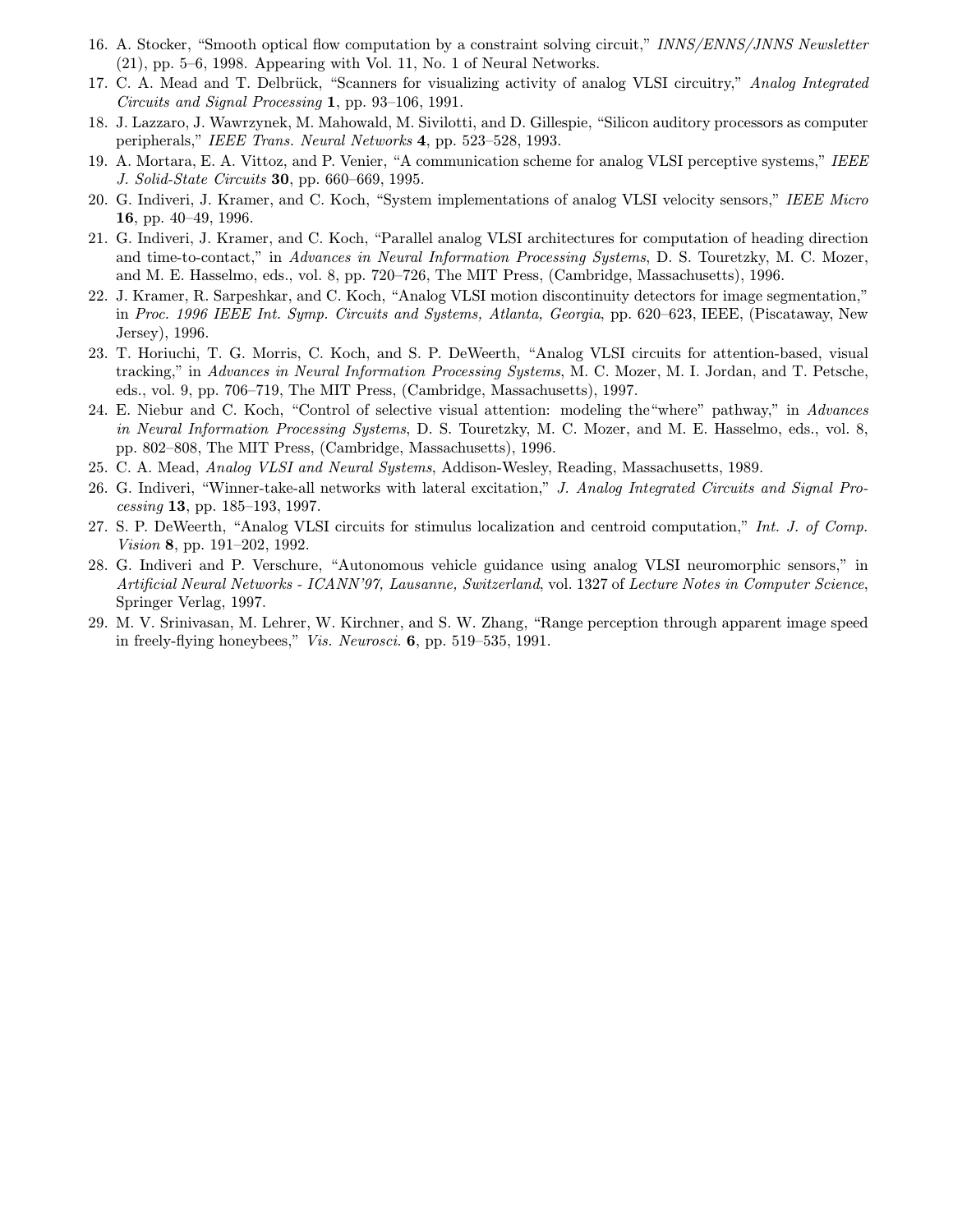16. A. Stocker, “Smooth optical flow computation by a constraint solving circuit,” *INNS/ENNS/JNNS Newsletter* (21), pp. 5–6, 1998. Appearing with Vol. 11, No. 1 of Neural Networks.
17. C. A. Mead and T. Delbrück, “Scanners for visualizing activity of analog VLSI circuitry,” *Analog Integrated Circuits and Signal Processing* **1**, pp. 93–106, 1991.
18. J. Lazzaro, J. Wawrzynek, M. Mahowald, M. Sivilotti, and D. Gillespie, “Silicon auditory processors as computer peripherals,” *IEEE Trans. Neural Networks* **4**, pp. 523–528, 1993.
19. A. Mortara, E. A. Vittoz, and P. Venier, “A communication scheme for analog VLSI perceptive systems,” *IEEE J. Solid-State Circuits* **30**, pp. 660–669, 1995.
20. G. Indiveri, J. Kramer, and C. Koch, “System implementations of analog VLSI velocity sensors,” *IEEE Micro* **16**, pp. 40–49, 1996.
21. G. Indiveri, J. Kramer, and C. Koch, “Parallel analog VLSI architectures for computation of heading direction and time-to-contact,” in *Advances in Neural Information Processing Systems*, D. S. Touretzky, M. C. Mozer, and M. E. Hasselmo, eds., vol. 8, pp. 720–726, The MIT Press, (Cambridge, Massachusetts), 1996.
22. J. Kramer, R. Sarpeshkar, and C. Koch, “Analog VLSI motion discontinuity detectors for image segmentation,” in *Proc. 1996 IEEE Int. Symp. Circuits and Systems, Atlanta, Georgia*, pp. 620–623, IEEE, (Piscataway, New Jersey), 1996.
23. T. Horiuchi, T. G. Morris, C. Koch, and S. P. DeWeerth, “Analog VLSI circuits for attention-based, visual tracking,” in *Advances in Neural Information Processing Systems*, M. C. Mozer, M. I. Jordan, and T. Petsche, eds., vol. 9, pp. 706–719, The MIT Press, (Cambridge, Massachusetts), 1997.
24. E. Niebur and C. Koch, “Control of selective visual attention: modeling the“where” pathway,” in *Advances in Neural Information Processing Systems*, D. S. Touretzky, M. C. Mozer, and M. E. Hasselmo, eds., vol. 8, pp. 802–808, The MIT Press, (Cambridge, Massachusetts), 1996.
25. C. A. Mead, *Analog VLSI and Neural Systems*, Addison-Wesley, Reading, Massachusetts, 1989.
26. G. Indiveri, “Winner-take-all networks with lateral excitation,” *J. Analog Integrated Circuits and Signal Processing* **13**, pp. 185–193, 1997.
27. S. P. DeWeerth, “Analog VLSI circuits for stimulus localization and centroid computation,” *Int. J. of Comp. Vision* **8**, pp. 191–202, 1992.
28. G. Indiveri and P. Verschure, “Autonomous vehicle guidance using analog VLSI neuromorphic sensors,” in *Artificial Neural Networks - ICANN'97, Lausanne, Switzerland*, vol. 1327 of *Lecture Notes in Computer Science*, Springer Verlag, 1997.
29. M. V. Srinivasan, M. Lehrer, W. Kirchner, and S. W. Zhang, “Range perception through apparent image speed in freely-flying honeybees,” *Vis. Neurosci.* **6**, pp. 519–535, 1991.